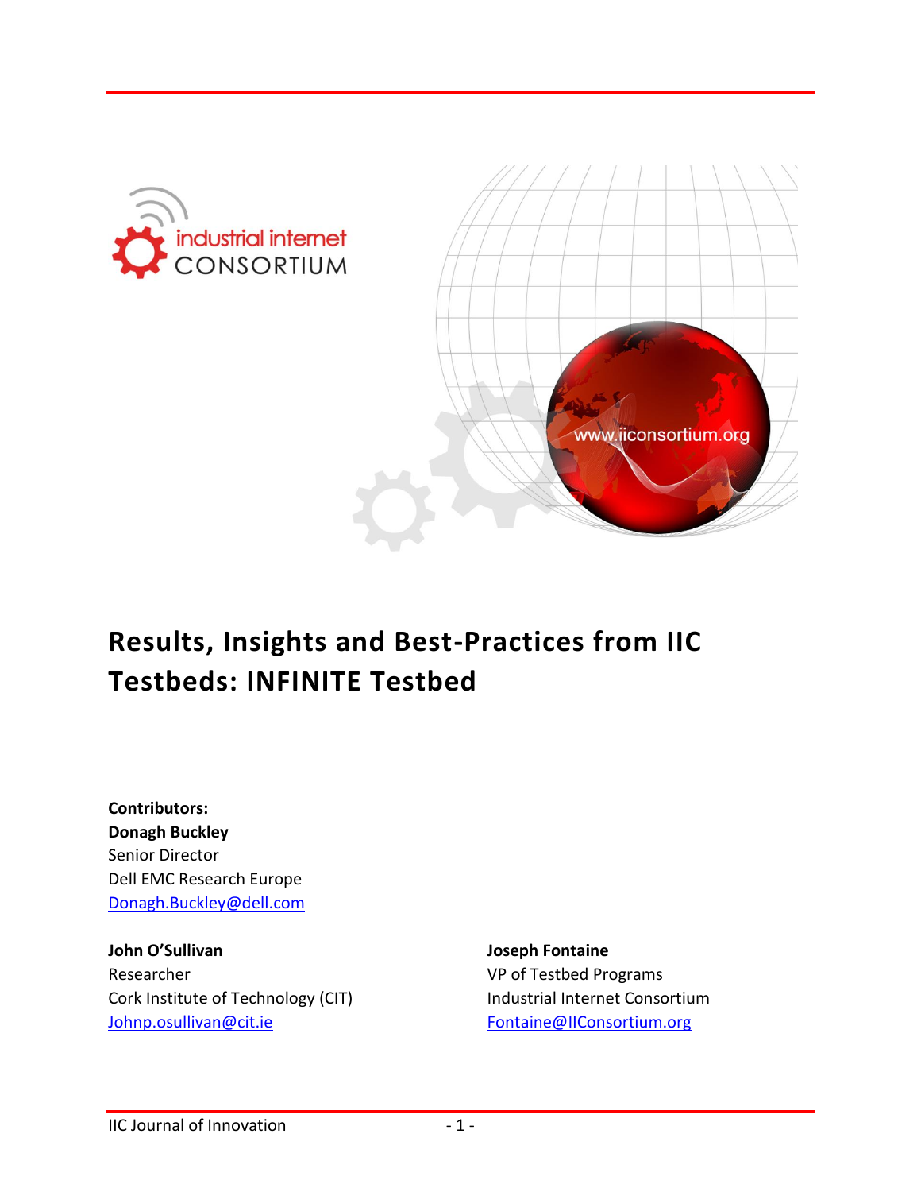# Results, Insights and Best-Practices from IIC Testbeds: INFINITE Testbed

**Contributors:**

**Donagh Buckley**
Senior Director
Dell EMC Research Europe
Donagh.Buckley@dell.com

**John O'Sullivan**
Researcher
Cork Institute of Technology (CIT)
Johnp.osullivan@cit.ie

**Joseph Fontaine**
VP of Testbed Programs
Industrial Internet Consortium
Fontaine@IIConsortium.org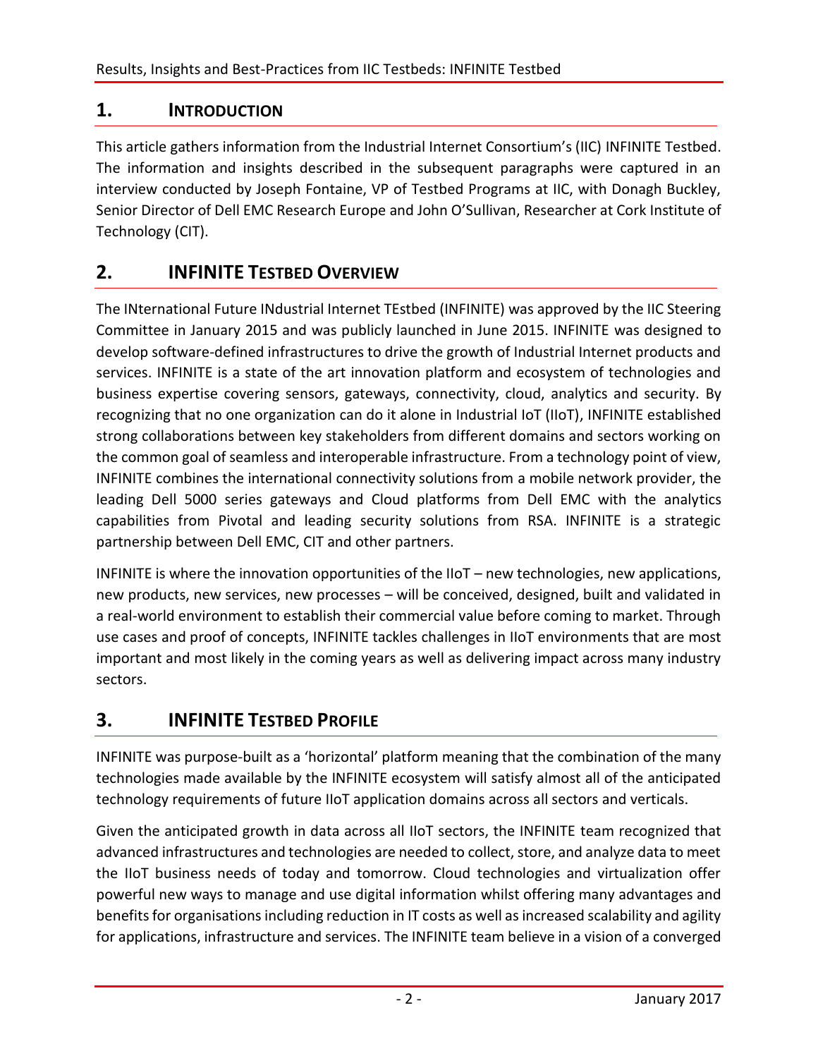## 1. INTRODUCTION

This article gathers information from the Industrial Internet Consortium's (IIC) INFINITE Testbed. The information and insights described in the subsequent paragraphs were captured in an interview conducted by Joseph Fontaine, VP of Testbed Programs at IIC, with Donagh Buckley, Senior Director of Dell EMC Research Europe and John O'Sullivan, Researcher at Cork Institute of Technology (CIT).

## 2. INFINITE TESTBED OVERVIEW

The INternational Future INdustrial Internet TEstbed (INFINITE) was approved by the IIC Steering Committee in January 2015 and was publicly launched in June 2015. INFINITE was designed to develop software-defined infrastructures to drive the growth of Industrial Internet products and services. INFINITE is a state of the art innovation platform and ecosystem of technologies and business expertise covering sensors, gateways, connectivity, cloud, analytics and security. By recognizing that no one organization can do it alone in Industrial IoT (IIoT), INFINITE established strong collaborations between key stakeholders from different domains and sectors working on the common goal of seamless and interoperable infrastructure. From a technology point of view, INFINITE combines the international connectivity solutions from a mobile network provider, the leading Dell 5000 series gateways and Cloud platforms from Dell EMC with the analytics capabilities from Pivotal and leading security solutions from RSA. INFINITE is a strategic partnership between Dell EMC, CIT and other partners.

INFINITE is where the innovation opportunities of the IIoT – new technologies, new applications, new products, new services, new processes – will be conceived, designed, built and validated in a real-world environment to establish their commercial value before coming to market. Through use cases and proof of concepts, INFINITE tackles challenges in IIoT environments that are most important and most likely in the coming years as well as delivering impact across many industry sectors.

## 3. INFINITE TESTBED PROFILE

INFINITE was purpose-built as a 'horizontal' platform meaning that the combination of the many technologies made available by the INFINITE ecosystem will satisfy almost all of the anticipated technology requirements of future IIoT application domains across all sectors and verticals.

Given the anticipated growth in data across all IIoT sectors, the INFINITE team recognized that advanced infrastructures and technologies are needed to collect, store, and analyze data to meet the IIoT business needs of today and tomorrow. Cloud technologies and virtualization offer powerful new ways to manage and use digital information whilst offering many advantages and benefits for organisations including reduction in IT costs as well as increased scalability and agility for applications, infrastructure and services. The INFINITE team believe in a vision of a converged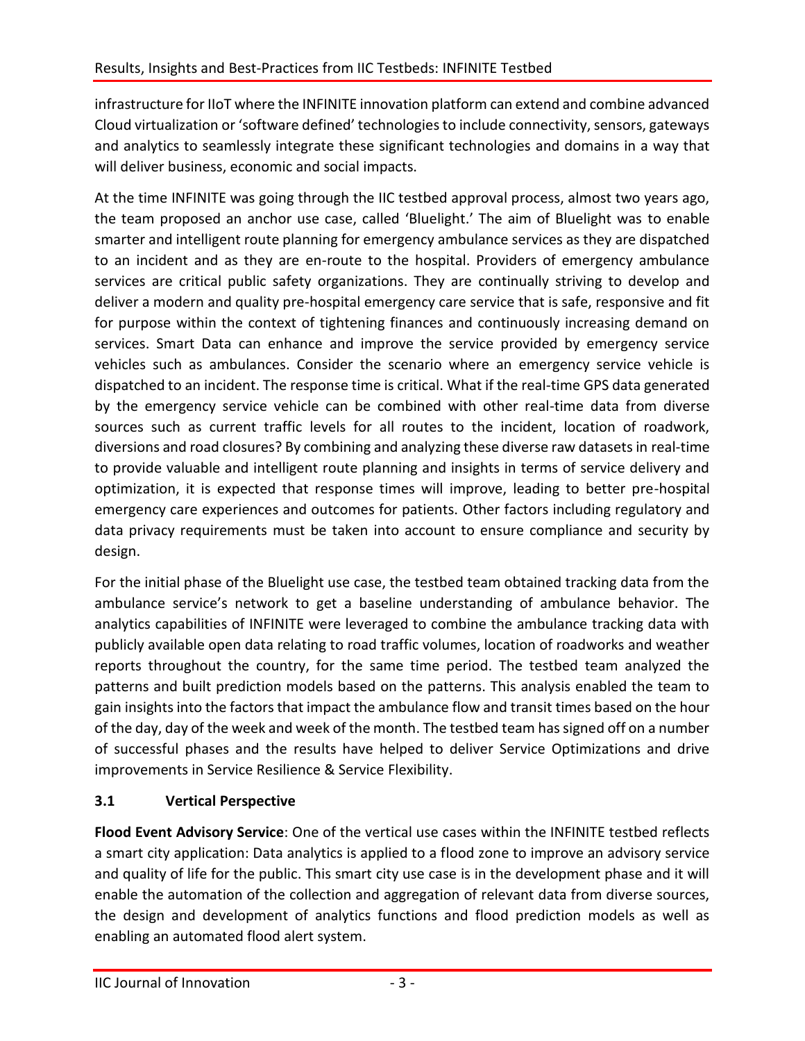infrastructure for IIoT where the INFINITE innovation platform can extend and combine advanced Cloud virtualization or 'software defined' technologies to include connectivity, sensors, gateways and analytics to seamlessly integrate these significant technologies and domains in a way that will deliver business, economic and social impacts.

At the time INFINITE was going through the IIC testbed approval process, almost two years ago, the team proposed an anchor use case, called 'Bluelight.' The aim of Bluelight was to enable smarter and intelligent route planning for emergency ambulance services as they are dispatched to an incident and as they are en-route to the hospital. Providers of emergency ambulance services are critical public safety organizations. They are continually striving to develop and deliver a modern and quality pre-hospital emergency care service that is safe, responsive and fit for purpose within the context of tightening finances and continuously increasing demand on services. Smart Data can enhance and improve the service provided by emergency service vehicles such as ambulances. Consider the scenario where an emergency service vehicle is dispatched to an incident. The response time is critical. What if the real-time GPS data generated by the emergency service vehicle can be combined with other real-time data from diverse sources such as current traffic levels for all routes to the incident, location of roadwork, diversions and road closures? By combining and analyzing these diverse raw datasets in real-time to provide valuable and intelligent route planning and insights in terms of service delivery and optimization, it is expected that response times will improve, leading to better pre-hospital emergency care experiences and outcomes for patients. Other factors including regulatory and data privacy requirements must be taken into account to ensure compliance and security by design.

For the initial phase of the Bluelight use case, the testbed team obtained tracking data from the ambulance service's network to get a baseline understanding of ambulance behavior. The analytics capabilities of INFINITE were leveraged to combine the ambulance tracking data with publicly available open data relating to road traffic volumes, location of roadworks and weather reports throughout the country, for the same time period. The testbed team analyzed the patterns and built prediction models based on the patterns. This analysis enabled the team to gain insights into the factors that impact the ambulance flow and transit times based on the hour of the day, day of the week and week of the month. The testbed team has signed off on a number of successful phases and the results have helped to deliver Service Optimizations and drive improvements in Service Resilience & Service Flexibility.

### 3.1 Vertical Perspective

**Flood Event Advisory Service**: One of the vertical use cases within the INFINITE testbed reflects a smart city application: Data analytics is applied to a flood zone to improve an advisory service and quality of life for the public. This smart city use case is in the development phase and it will enable the automation of the collection and aggregation of relevant data from diverse sources, the design and development of analytics functions and flood prediction models as well as enabling an automated flood alert system.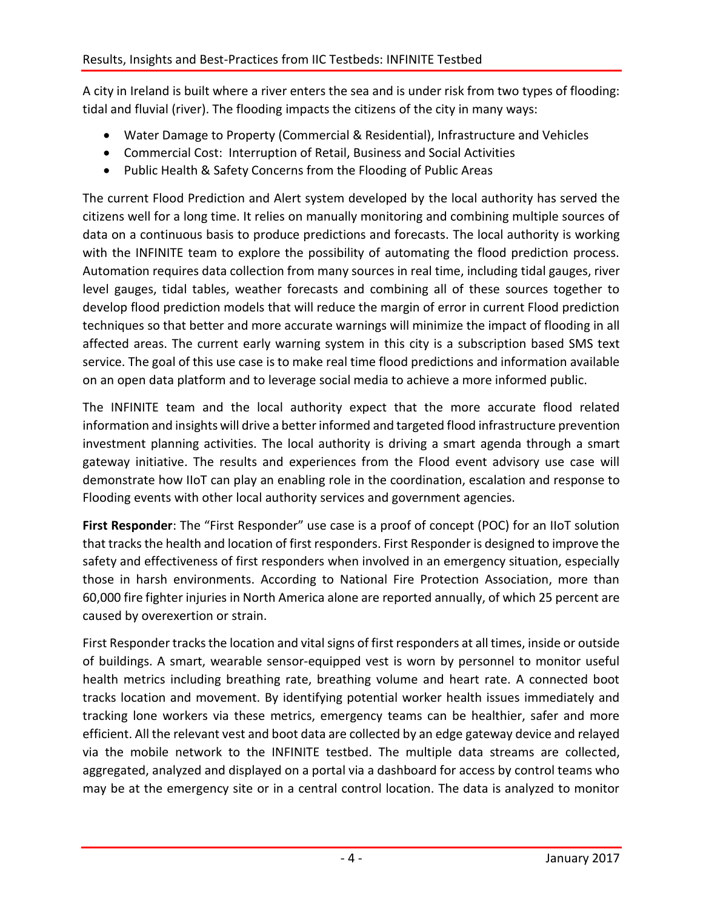A city in Ireland is built where a river enters the sea and is under risk from two types of flooding: tidal and fluvial (river). The flooding impacts the citizens of the city in many ways:

- Water Damage to Property (Commercial & Residential), Infrastructure and Vehicles
- Commercial Cost: Interruption of Retail, Business and Social Activities
- Public Health & Safety Concerns from the Flooding of Public Areas

The current Flood Prediction and Alert system developed by the local authority has served the citizens well for a long time. It relies on manually monitoring and combining multiple sources of data on a continuous basis to produce predictions and forecasts. The local authority is working with the INFINITE team to explore the possibility of automating the flood prediction process. Automation requires data collection from many sources in real time, including tidal gauges, river level gauges, tidal tables, weather forecasts and combining all of these sources together to develop flood prediction models that will reduce the margin of error in current Flood prediction techniques so that better and more accurate warnings will minimize the impact of flooding in all affected areas. The current early warning system in this city is a subscription based SMS text service. The goal of this use case is to make real time flood predictions and information available on an open data platform and to leverage social media to achieve a more informed public.

The INFINITE team and the local authority expect that the more accurate flood related information and insights will drive a better informed and targeted flood infrastructure prevention investment planning activities. The local authority is driving a smart agenda through a smart gateway initiative. The results and experiences from the Flood event advisory use case will demonstrate how IIoT can play an enabling role in the coordination, escalation and response to Flooding events with other local authority services and government agencies.

**First Responder**: The "First Responder" use case is a proof of concept (POC) for an IIoT solution that tracks the health and location of first responders. First Responder is designed to improve the safety and effectiveness of first responders when involved in an emergency situation, especially those in harsh environments. According to National Fire Protection Association, more than 60,000 fire fighter injuries in North America alone are reported annually, of which 25 percent are caused by overexertion or strain.

First Responder tracks the location and vital signs of first responders at all times, inside or outside of buildings. A smart, wearable sensor-equipped vest is worn by personnel to monitor useful health metrics including breathing rate, breathing volume and heart rate. A connected boot tracks location and movement. By identifying potential worker health issues immediately and tracking lone workers via these metrics, emergency teams can be healthier, safer and more efficient. All the relevant vest and boot data are collected by an edge gateway device and relayed via the mobile network to the INFINITE testbed. The multiple data streams are collected, aggregated, analyzed and displayed on a portal via a dashboard for access by control teams who may be at the emergency site or in a central control location. The data is analyzed to monitor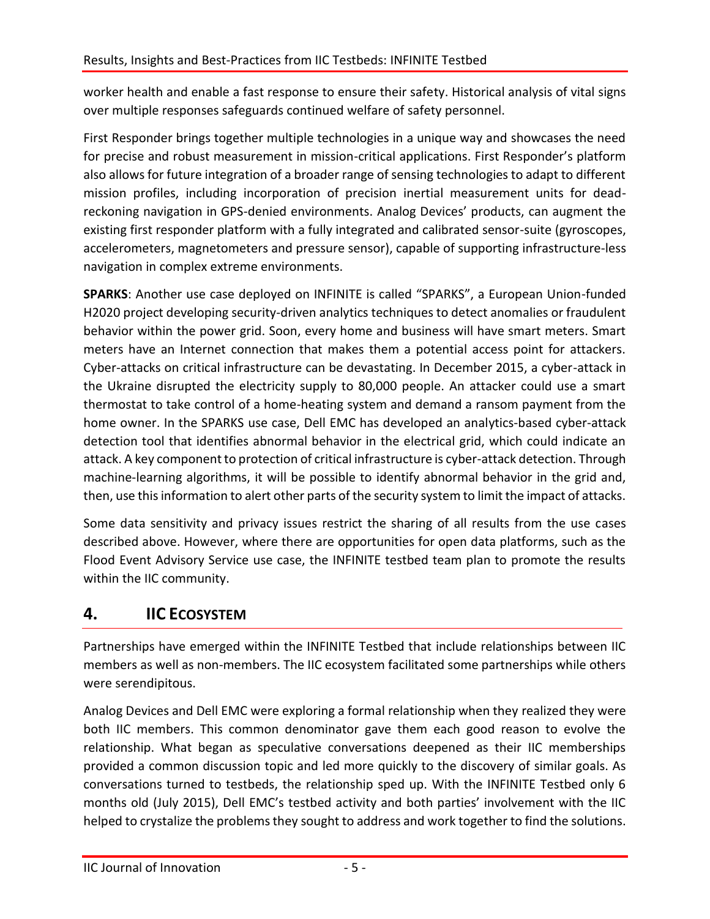worker health and enable a fast response to ensure their safety. Historical analysis of vital signs over multiple responses safeguards continued welfare of safety personnel.

First Responder brings together multiple technologies in a unique way and showcases the need for precise and robust measurement in mission-critical applications. First Responder's platform also allows for future integration of a broader range of sensing technologies to adapt to different mission profiles, including incorporation of precision inertial measurement units for dead-reckoning navigation in GPS-denied environments. Analog Devices' products, can augment the existing first responder platform with a fully integrated and calibrated sensor-suite (gyroscopes, accelerometers, magnetometers and pressure sensor), capable of supporting infrastructure-less navigation in complex extreme environments.

**SPARKS**: Another use case deployed on INFINITE is called "SPARKS", a European Union-funded H2020 project developing security-driven analytics techniques to detect anomalies or fraudulent behavior within the power grid. Soon, every home and business will have smart meters. Smart meters have an Internet connection that makes them a potential access point for attackers. Cyber-attacks on critical infrastructure can be devastating. In December 2015, a cyber-attack in the Ukraine disrupted the electricity supply to 80,000 people. An attacker could use a smart thermostat to take control of a home-heating system and demand a ransom payment from the home owner. In the SPARKS use case, Dell EMC has developed an analytics-based cyber-attack detection tool that identifies abnormal behavior in the electrical grid, which could indicate an attack. A key component to protection of critical infrastructure is cyber-attack detection. Through machine-learning algorithms, it will be possible to identify abnormal behavior in the grid and, then, use this information to alert other parts of the security system to limit the impact of attacks.

Some data sensitivity and privacy issues restrict the sharing of all results from the use cases described above. However, where there are opportunities for open data platforms, such as the Flood Event Advisory Service use case, the INFINITE testbed team plan to promote the results within the IIC community.

## 4. IIC Ecosystem

Partnerships have emerged within the INFINITE Testbed that include relationships between IIC members as well as non-members. The IIC ecosystem facilitated some partnerships while others were serendipitous.

Analog Devices and Dell EMC were exploring a formal relationship when they realized they were both IIC members. This common denominator gave them each good reason to evolve the relationship. What began as speculative conversations deepened as their IIC memberships provided a common discussion topic and led more quickly to the discovery of similar goals. As conversations turned to testbeds, the relationship sped up. With the INFINITE Testbed only 6 months old (July 2015), Dell EMC's testbed activity and both parties' involvement with the IIC helped to crystalize the problems they sought to address and work together to find the solutions.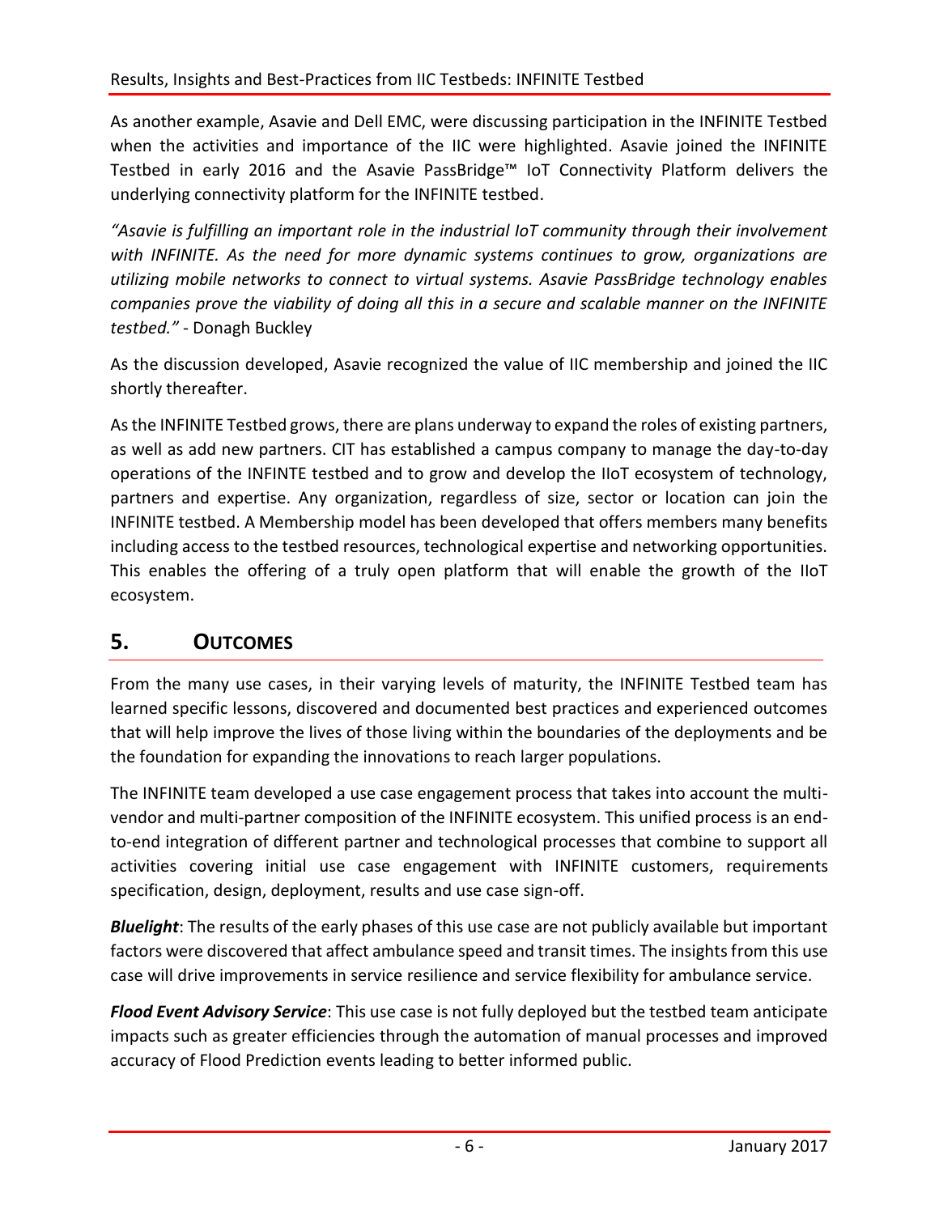As another example, Asavie and Dell EMC, were discussing participation in the INFINITE Testbed when the activities and importance of the IIC were highlighted. Asavie joined the INFINITE Testbed in early 2016 and the Asavie PassBridge™ IoT Connectivity Platform delivers the underlying connectivity platform for the INFINITE testbed.

*"Asavie is fulfilling an important role in the industrial IoT community through their involvement with INFINITE. As the need for more dynamic systems continues to grow, organizations are utilizing mobile networks to connect to virtual systems. Asavie PassBridge technology enables companies prove the viability of doing all this in a secure and scalable manner on the INFINITE testbed."* - Donagh Buckley

As the discussion developed, Asavie recognized the value of IIC membership and joined the IIC shortly thereafter.

As the INFINITE Testbed grows, there are plans underway to expand the roles of existing partners, as well as add new partners. CIT has established a campus company to manage the day-to-day operations of the INFINTE testbed and to grow and develop the IIoT ecosystem of technology, partners and expertise. Any organization, regardless of size, sector or location can join the INFINITE testbed. A Membership model has been developed that offers members many benefits including access to the testbed resources, technological expertise and networking opportunities. This enables the offering of a truly open platform that will enable the growth of the IIoT ecosystem.

## 5. Outcomes

From the many use cases, in their varying levels of maturity, the INFINITE Testbed team has learned specific lessons, discovered and documented best practices and experienced outcomes that will help improve the lives of those living within the boundaries of the deployments and be the foundation for expanding the innovations to reach larger populations.

The INFINITE team developed a use case engagement process that takes into account the multi-vendor and multi-partner composition of the INFINITE ecosystem. This unified process is an end-to-end integration of different partner and technological processes that combine to support all activities covering initial use case engagement with INFINITE customers, requirements specification, design, deployment, results and use case sign-off.

***Bluelight***: The results of the early phases of this use case are not publicly available but important factors were discovered that affect ambulance speed and transit times. The insights from this use case will drive improvements in service resilience and service flexibility for ambulance service.

***Flood Event Advisory Service***: This use case is not fully deployed but the testbed team anticipate impacts such as greater efficiencies through the automation of manual processes and improved accuracy of Flood Prediction events leading to better informed public.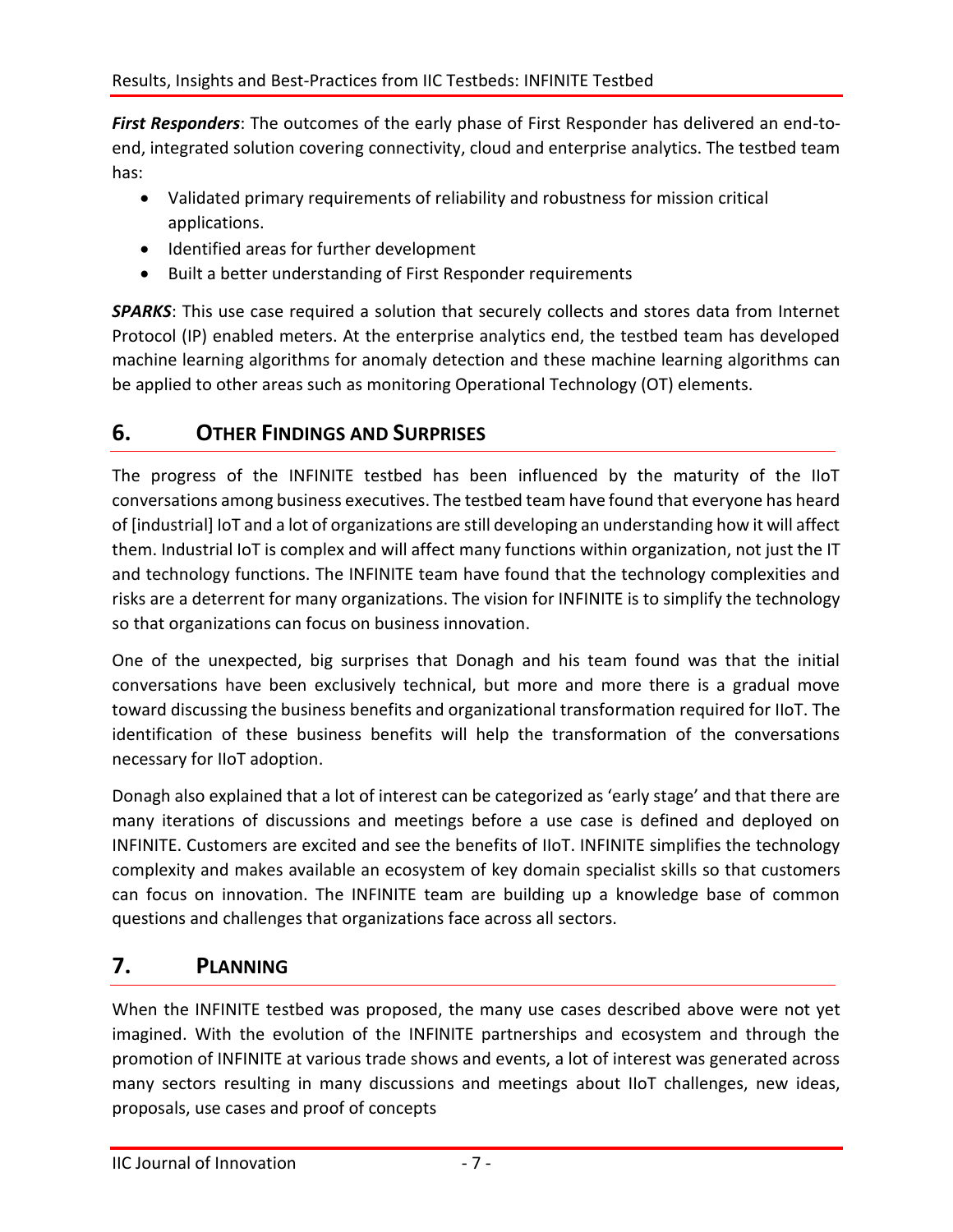***First Responders***: The outcomes of the early phase of First Responder has delivered an end-to-end, integrated solution covering connectivity, cloud and enterprise analytics. The testbed team has:

- Validated primary requirements of reliability and robustness for mission critical applications.
- Identified areas for further development
- Built a better understanding of First Responder requirements

***SPARKS***: This use case required a solution that securely collects and stores data from Internet Protocol (IP) enabled meters. At the enterprise analytics end, the testbed team has developed machine learning algorithms for anomaly detection and these machine learning algorithms can be applied to other areas such as monitoring Operational Technology (OT) elements.

## 6. Other Findings and Surprises

The progress of the INFINITE testbed has been influenced by the maturity of the IIoT conversations among business executives. The testbed team have found that everyone has heard of [industrial] IoT and a lot of organizations are still developing an understanding how it will affect them. Industrial IoT is complex and will affect many functions within organization, not just the IT and technology functions. The INFINITE team have found that the technology complexities and risks are a deterrent for many organizations. The vision for INFINITE is to simplify the technology so that organizations can focus on business innovation.

One of the unexpected, big surprises that Donagh and his team found was that the initial conversations have been exclusively technical, but more and more there is a gradual move toward discussing the business benefits and organizational transformation required for IIoT. The identification of these business benefits will help the transformation of the conversations necessary for IIoT adoption.

Donagh also explained that a lot of interest can be categorized as 'early stage' and that there are many iterations of discussions and meetings before a use case is defined and deployed on INFINITE. Customers are excited and see the benefits of IIoT. INFINITE simplifies the technology complexity and makes available an ecosystem of key domain specialist skills so that customers can focus on innovation. The INFINITE team are building up a knowledge base of common questions and challenges that organizations face across all sectors.

## 7. Planning

When the INFINITE testbed was proposed, the many use cases described above were not yet imagined. With the evolution of the INFINITE partnerships and ecosystem and through the promotion of INFINITE at various trade shows and events, a lot of interest was generated across many sectors resulting in many discussions and meetings about IIoT challenges, new ideas, proposals, use cases and proof of concepts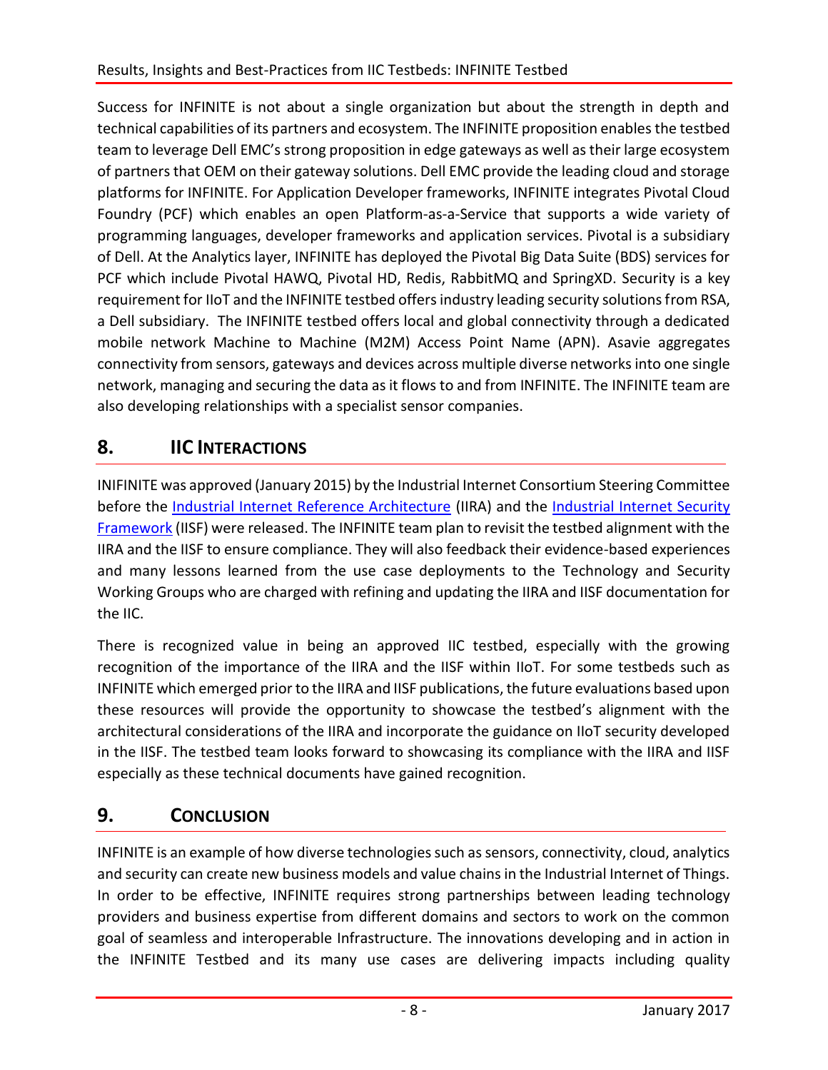Success for INFINITE is not about a single organization but about the strength in depth and technical capabilities of its partners and ecosystem. The INFINITE proposition enables the testbed team to leverage Dell EMC's strong proposition in edge gateways as well as their large ecosystem of partners that OEM on their gateway solutions. Dell EMC provide the leading cloud and storage platforms for INFINITE. For Application Developer frameworks, INFINITE integrates Pivotal Cloud Foundry (PCF) which enables an open Platform-as-a-Service that supports a wide variety of programming languages, developer frameworks and application services. Pivotal is a subsidiary of Dell. At the Analytics layer, INFINITE has deployed the Pivotal Big Data Suite (BDS) services for PCF which include Pivotal HAWQ, Pivotal HD, Redis, RabbitMQ and SpringXD. Security is a key requirement for IIoT and the INFINITE testbed offers industry leading security solutions from RSA, a Dell subsidiary. The INFINITE testbed offers local and global connectivity through a dedicated mobile network Machine to Machine (M2M) Access Point Name (APN). Asavie aggregates connectivity from sensors, gateways and devices across multiple diverse networks into one single network, managing and securing the data as it flows to and from INFINITE. The INFINITE team are also developing relationships with a specialist sensor companies.

## 8. IIC Interactions

INIFINITE was approved (January 2015) by the Industrial Internet Consortium Steering Committee before the [Industrial Internet Reference Architecture](#) (IIRA) and the [Industrial Internet Security Framework](#) (IISF) were released. The INFINITE team plan to revisit the testbed alignment with the IIRA and the IISF to ensure compliance. They will also feedback their evidence-based experiences and many lessons learned from the use case deployments to the Technology and Security Working Groups who are charged with refining and updating the IIRA and IISF documentation for the IIC.

There is recognized value in being an approved IIC testbed, especially with the growing recognition of the importance of the IIRA and the IISF within IIoT. For some testbeds such as INFINITE which emerged prior to the IIRA and IISF publications, the future evaluations based upon these resources will provide the opportunity to showcase the testbed's alignment with the architectural considerations of the IIRA and incorporate the guidance on IIoT security developed in the IISF. The testbed team looks forward to showcasing its compliance with the IIRA and IISF especially as these technical documents have gained recognition.

## 9. Conclusion

INFINITE is an example of how diverse technologies such as sensors, connectivity, cloud, analytics and security can create new business models and value chains in the Industrial Internet of Things. In order to be effective, INFINITE requires strong partnerships between leading technology providers and business expertise from different domains and sectors to work on the common goal of seamless and interoperable Infrastructure. The innovations developing and in action in the INFINITE Testbed and its many use cases are delivering impacts including quality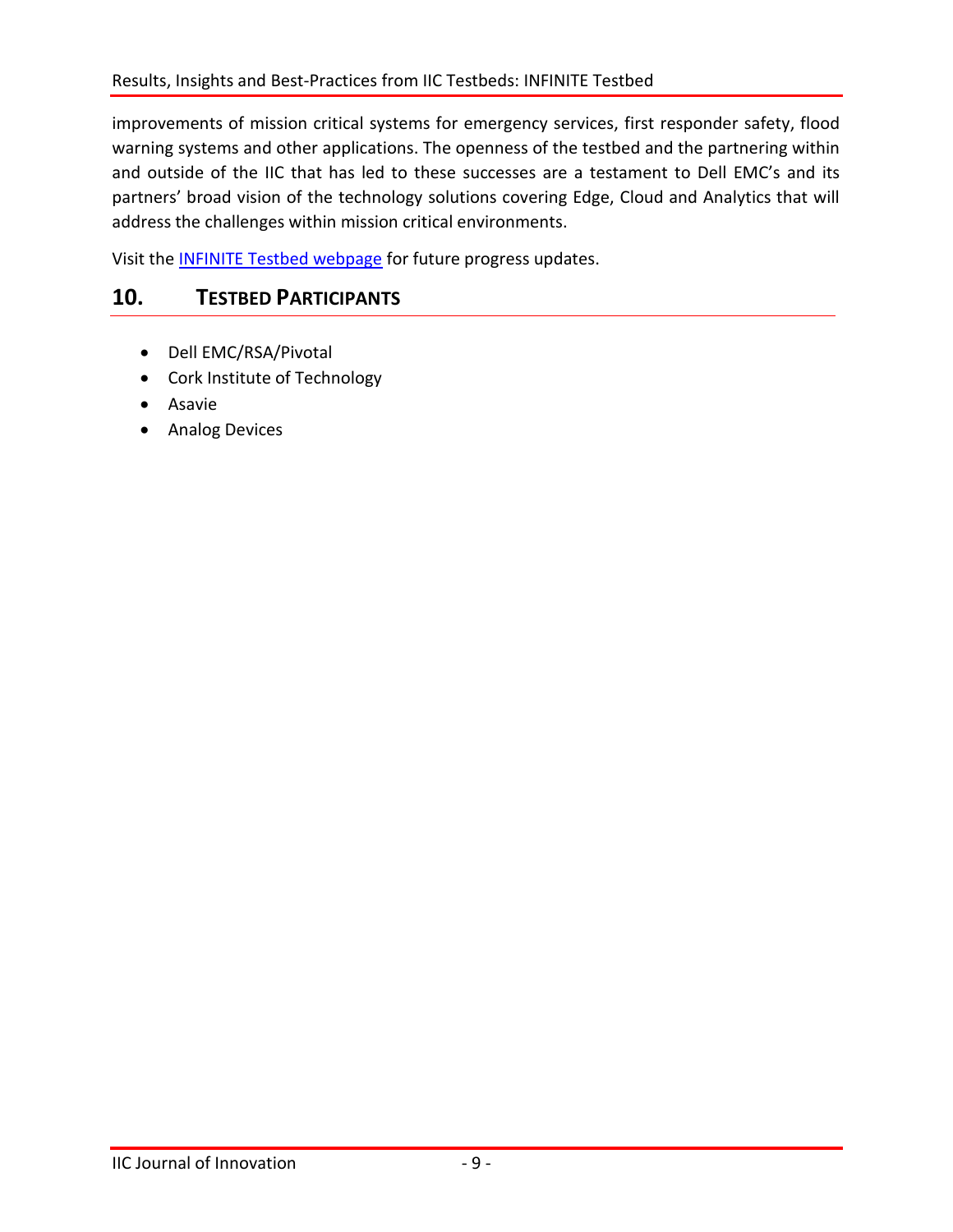improvements of mission critical systems for emergency services, first responder safety, flood warning systems and other applications. The openness of the testbed and the partnering within and outside of the IIC that has led to these successes are a testament to Dell EMC's and its partners' broad vision of the technology solutions covering Edge, Cloud and Analytics that will address the challenges within mission critical environments.

Visit the [INFINITE Testbed webpage]() for future progress updates.

## 10. Testbed Participants

- Dell EMC/RSA/Pivotal
- Cork Institute of Technology
- Asavie
- Analog Devices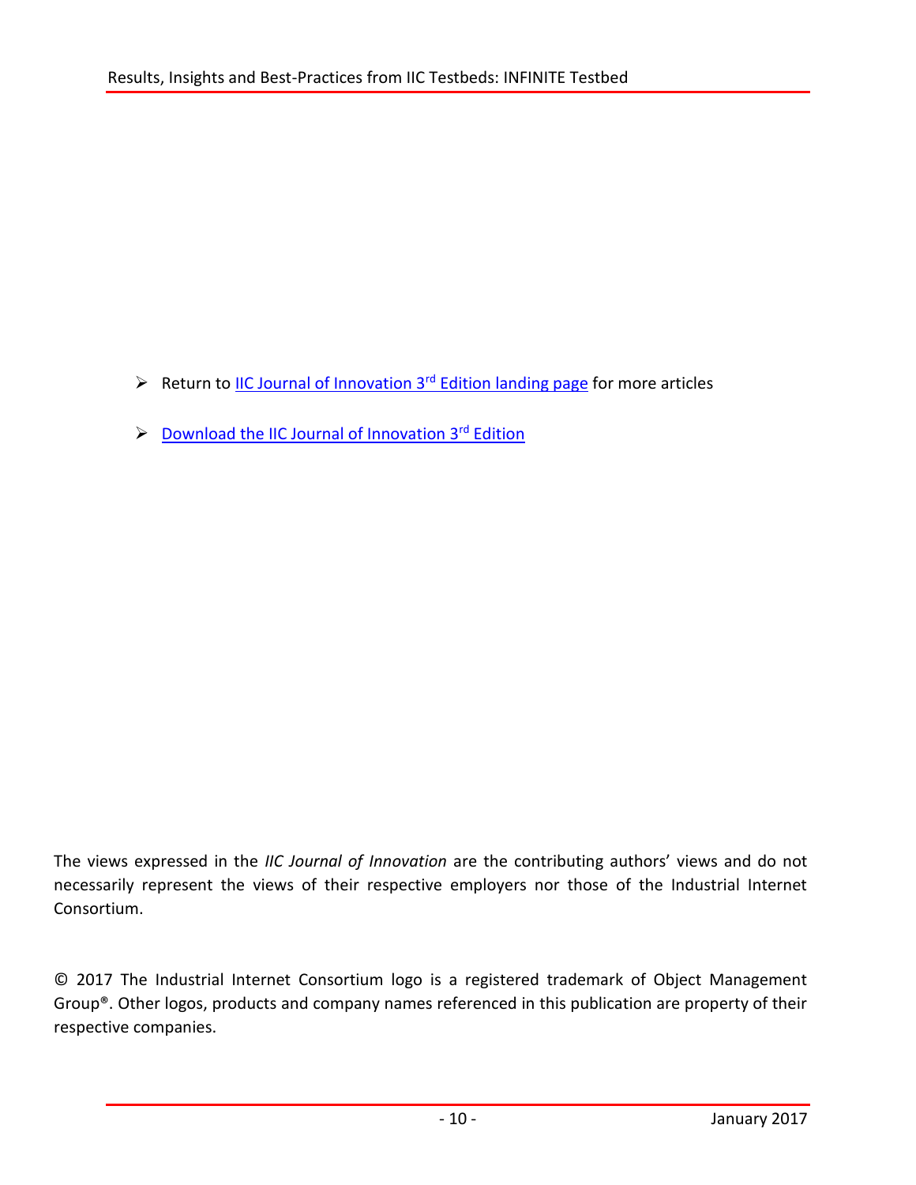- Return to IIC Journal of Innovation 3rd Edition landing page for more articles

- Download the IIC Journal of Innovation 3rd Edition

The views expressed in the *IIC Journal of Innovation* are the contributing authors' views and do not necessarily represent the views of their respective employers nor those of the Industrial Internet Consortium.

© 2017 The Industrial Internet Consortium logo is a registered trademark of Object Management Group®. Other logos, products and company names referenced in this publication are property of their respective companies.